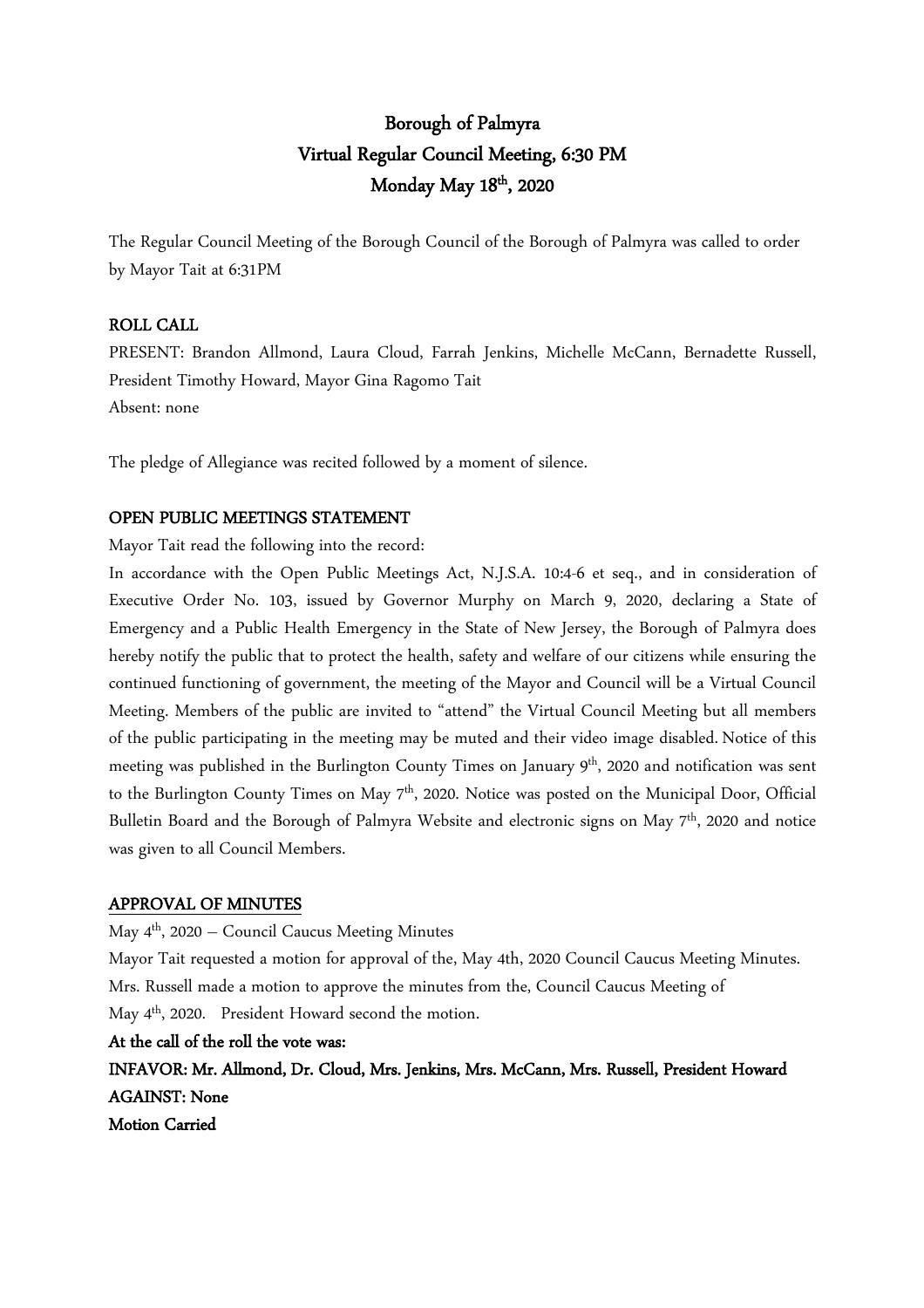# Borough of Palmyra
## Virtual Regular Council Meeting, 6:30 PM
## Monday May 18th, 2020

The Regular Council Meeting of the Borough Council of the Borough of Palmyra was called to order by Mayor Tait at 6:31PM

### ROLL CALL

PRESENT: Brandon Allmond, Laura Cloud, Farrah Jenkins, Michelle McCann, Bernadette Russell, President Timothy Howard, Mayor Gina Ragomo Tait
Absent: none

The pledge of Allegiance was recited followed by a moment of silence.

### OPEN PUBLIC MEETINGS STATEMENT

Mayor Tait read the following into the record:

In accordance with the Open Public Meetings Act, N.J.S.A. 10:4-6 et seq., and in consideration of Executive Order No. 103, issued by Governor Murphy on March 9, 2020, declaring a State of Emergency and a Public Health Emergency in the State of New Jersey, the Borough of Palmyra does hereby notify the public that to protect the health, safety and welfare of our citizens while ensuring the continued functioning of government, the meeting of the Mayor and Council will be a Virtual Council Meeting. Members of the public are invited to "attend" the Virtual Council Meeting but all members of the public participating in the meeting may be muted and their video image disabled. Notice of this meeting was published in the Burlington County Times on January 9th, 2020 and notification was sent to the Burlington County Times on May 7th, 2020. Notice was posted on the Municipal Door, Official Bulletin Board and the Borough of Palmyra Website and electronic signs on May 7th, 2020 and notice was given to all Council Members.

### APPROVAL OF MINUTES

May 4th, 2020 – Council Caucus Meeting Minutes

Mayor Tait requested a motion for approval of the, May 4th, 2020 Council Caucus Meeting Minutes. Mrs. Russell made a motion to approve the minutes from the, Council Caucus Meeting of May 4th, 2020. President Howard second the motion.

**At the call of the roll the vote was:**

**INFAVOR: Mr. Allmond, Dr. Cloud, Mrs. Jenkins, Mrs. McCann, Mrs. Russell, President Howard**

**AGAINST: None**

**Motion Carried**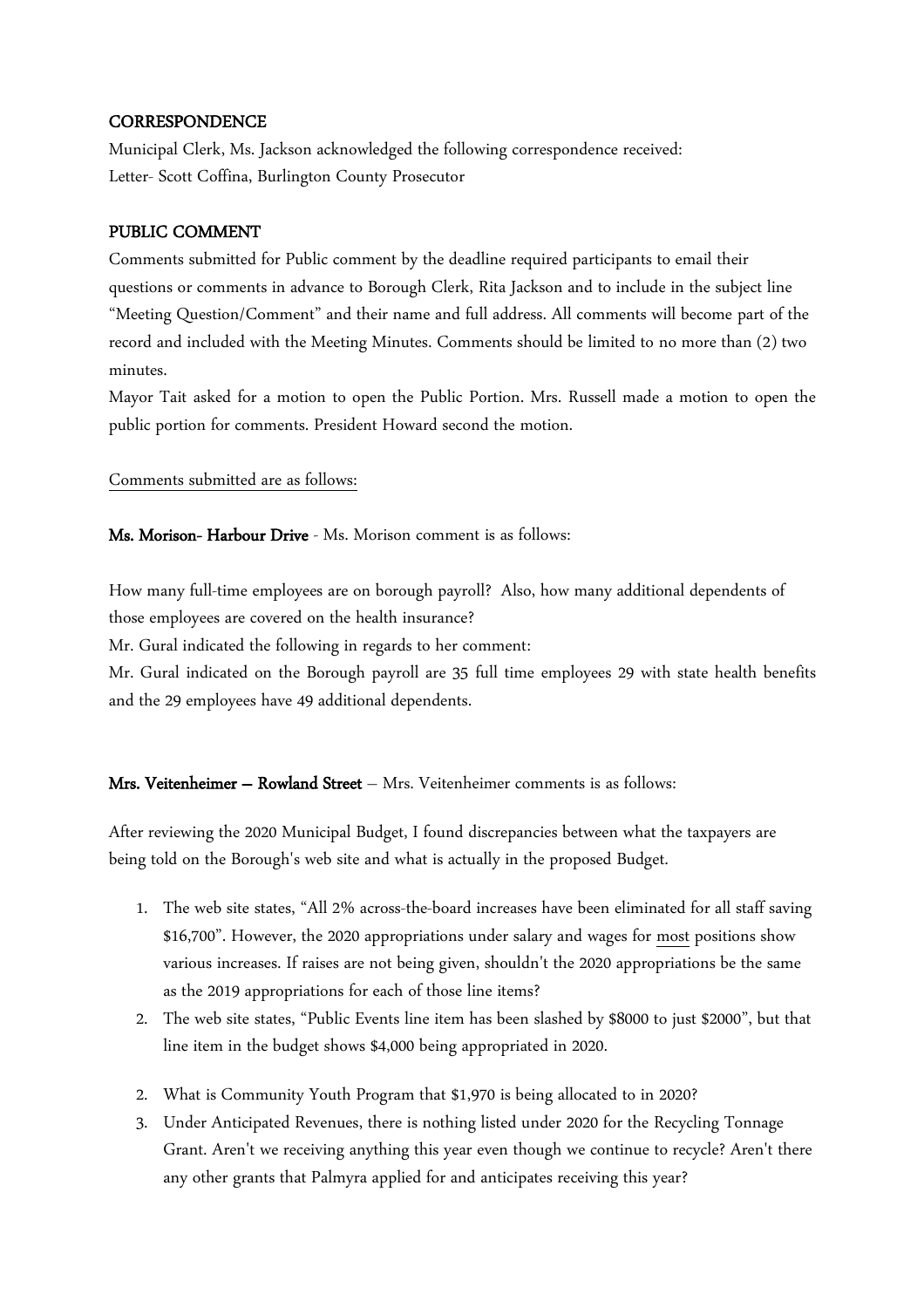**CORRESPONDENCE**

Municipal Clerk, Ms. Jackson acknowledged the following correspondence received:
Letter- Scott Coffina, Burlington County Prosecutor

**PUBLIC COMMENT**

Comments submitted for Public comment by the deadline required participants to email their questions or comments in advance to Borough Clerk, Rita Jackson and to include in the subject line "Meeting Question/Comment" and their name and full address. All comments will become part of the record and included with the Meeting Minutes. Comments should be limited to no more than (2) two minutes.

Mayor Tait asked for a motion to open the Public Portion. Mrs. Russell made a motion to open the public portion for comments. President Howard second the motion.

<u>Comments submitted are as follows:</u>

**Ms. Morison- Harbour Drive** - Ms. Morison comment is as follows:

How many full-time employees are on borough payroll? Also, how many additional dependents of those employees are covered on the health insurance?

Mr. Gural indicated the following in regards to her comment:

Mr. Gural indicated on the Borough payroll are 35 full time employees 29 with state health benefits and the 29 employees have 49 additional dependents.

**Mrs. Veitenheimer – Rowland Street** – Mrs. Veitenheimer comments is as follows:

After reviewing the 2020 Municipal Budget, I found discrepancies between what the taxpayers are being told on the Borough's web site and what is actually in the proposed Budget.

1. The web site states, "All 2% across-the-board increases have been eliminated for all staff saving $16,700". However, the 2020 appropriations under salary and wages for <u>most</u> positions show various increases. If raises are not being given, shouldn't the 2020 appropriations be the same as the 2019 appropriations for each of those line items?
2. The web site states, "Public Events line item has been slashed by $8000 to just $2000", but that line item in the budget shows $4,000 being appropriated in 2020.

2. What is Community Youth Program that $1,970 is being allocated to in 2020?
3. Under Anticipated Revenues, there is nothing listed under 2020 for the Recycling Tonnage Grant. Aren't we receiving anything this year even though we continue to recycle? Aren't there any other grants that Palmyra applied for and anticipates receiving this year?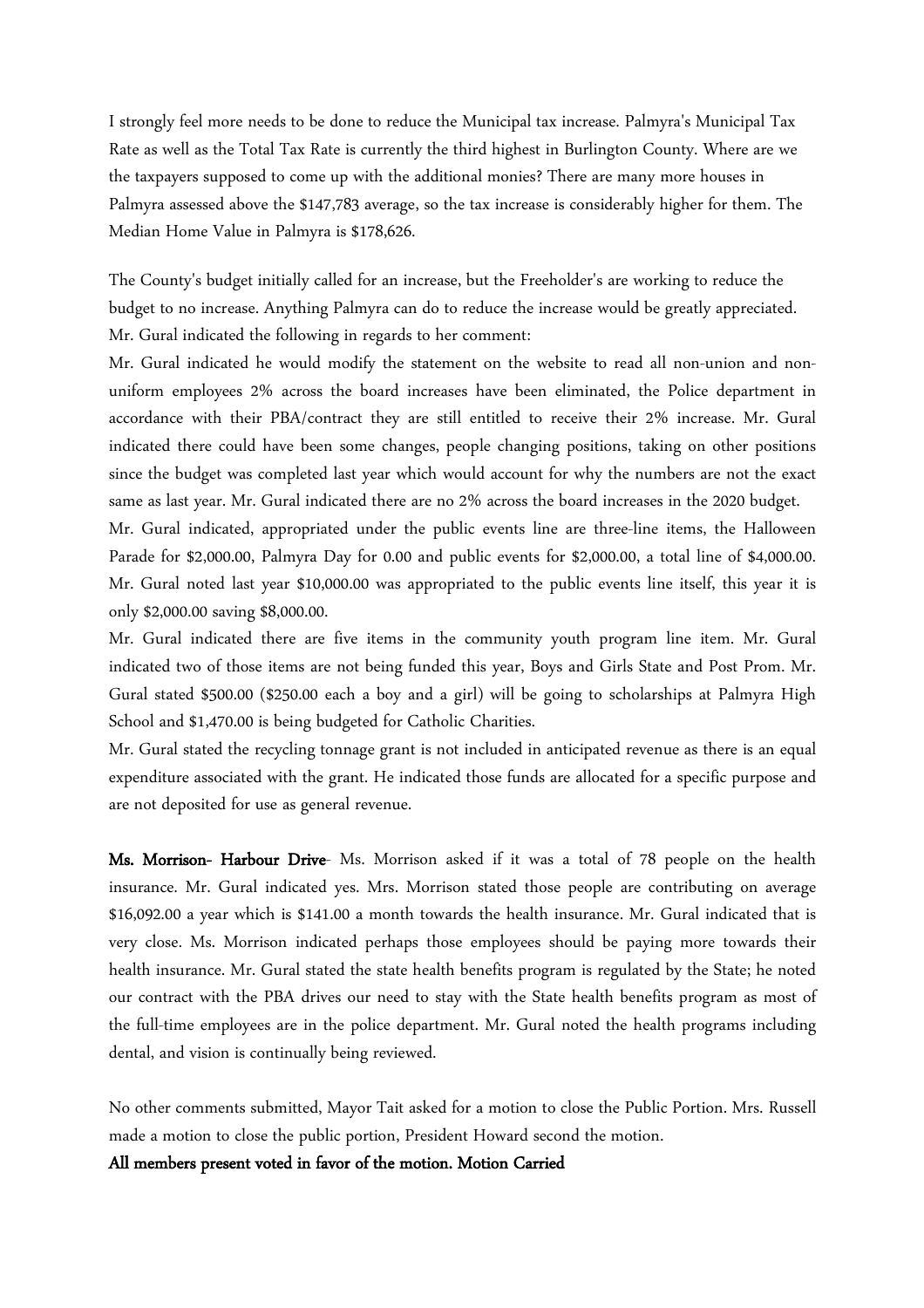I strongly feel more needs to be done to reduce the Municipal tax increase. Palmyra's Municipal Tax Rate as well as the Total Tax Rate is currently the third highest in Burlington County. Where are we the taxpayers supposed to come up with the additional monies? There are many more houses in Palmyra assessed above the $147,783 average, so the tax increase is considerably higher for them. The Median Home Value in Palmyra is $178,626.

The County's budget initially called for an increase, but the Freeholder's are working to reduce the budget to no increase. Anything Palmyra can do to reduce the increase would be greatly appreciated.
Mr. Gural indicated the following in regards to her comment:

Mr. Gural indicated he would modify the statement on the website to read all non-union and non-uniform employees 2% across the board increases have been eliminated, the Police department in accordance with their PBA/contract they are still entitled to receive their 2% increase. Mr. Gural indicated there could have been some changes, people changing positions, taking on other positions since the budget was completed last year which would account for why the numbers are not the exact same as last year. Mr. Gural indicated there are no 2% across the board increases in the 2020 budget.

Mr. Gural indicated, appropriated under the public events line are three-line items, the Halloween Parade for $2,000.00, Palmyra Day for 0.00 and public events for $2,000.00, a total line of $4,000.00. Mr. Gural noted last year $10,000.00 was appropriated to the public events line itself, this year it is only $2,000.00 saving $8,000.00.

Mr. Gural indicated there are five items in the community youth program line item. Mr. Gural indicated two of those items are not being funded this year, Boys and Girls State and Post Prom. Mr. Gural stated $500.00 ($250.00 each a boy and a girl) will be going to scholarships at Palmyra High School and $1,470.00 is being budgeted for Catholic Charities.

Mr. Gural stated the recycling tonnage grant is not included in anticipated revenue as there is an equal expenditure associated with the grant. He indicated those funds are allocated for a specific purpose and are not deposited for use as general revenue.

**Ms. Morrison- Harbour Drive**- Ms. Morrison asked if it was a total of 78 people on the health insurance. Mr. Gural indicated yes. Mrs. Morrison stated those people are contributing on average $16,092.00 a year which is $141.00 a month towards the health insurance. Mr. Gural indicated that is very close. Ms. Morrison indicated perhaps those employees should be paying more towards their health insurance. Mr. Gural stated the state health benefits program is regulated by the State; he noted our contract with the PBA drives our need to stay with the State health benefits program as most of the full-time employees are in the police department. Mr. Gural noted the health programs including dental, and vision is continually being reviewed.

No other comments submitted, Mayor Tait asked for a motion to close the Public Portion. Mrs. Russell made a motion to close the public portion, President Howard second the motion.

**All members present voted in favor of the motion. Motion Carried**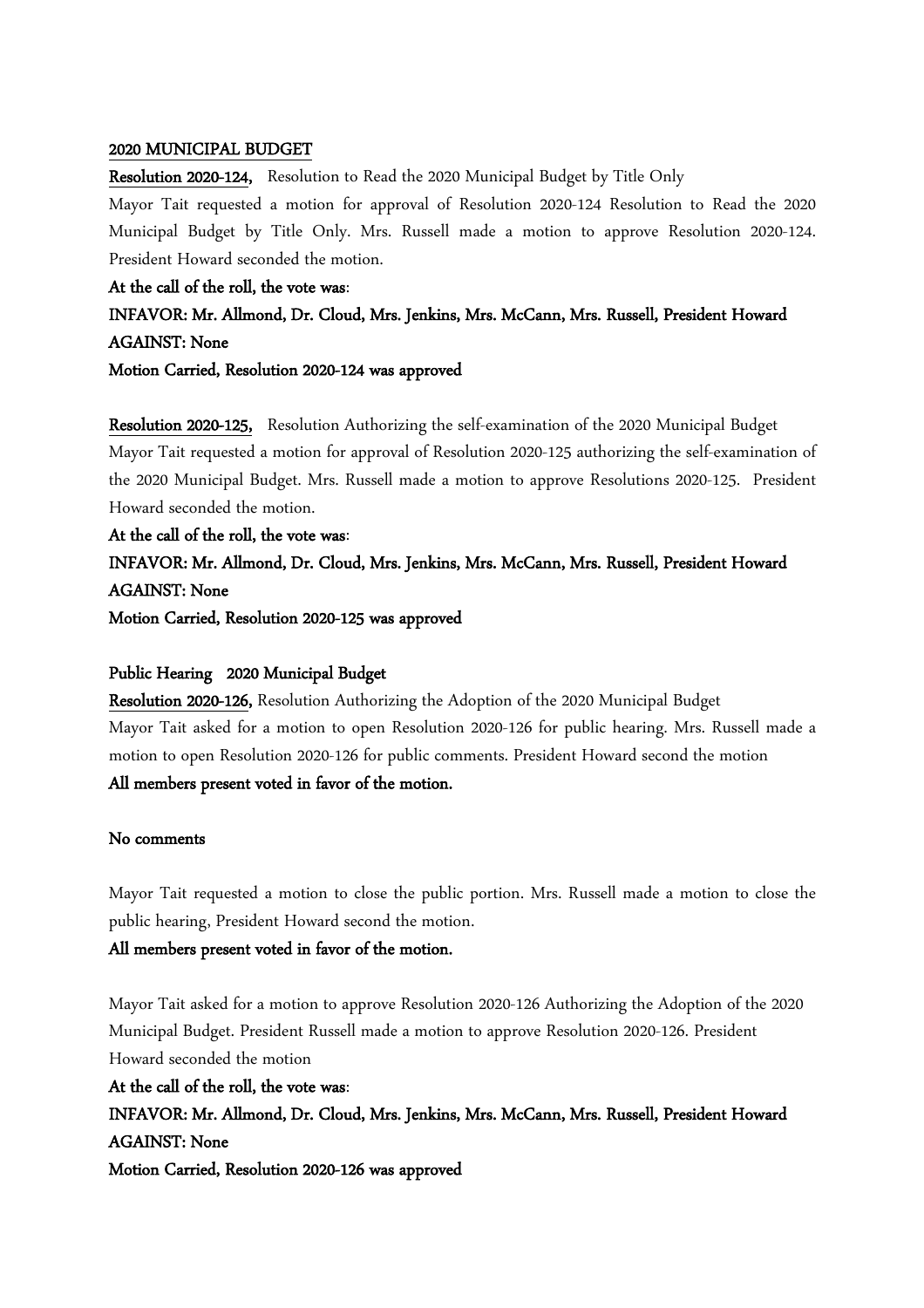**2020 MUNICIPAL BUDGET**

**Resolution 2020-124,** Resolution to Read the 2020 Municipal Budget by Title Only

Mayor Tait requested a motion for approval of Resolution 2020-124 Resolution to Read the 2020 Municipal Budget by Title Only. Mrs. Russell made a motion to approve Resolution 2020-124. President Howard seconded the motion.

**At the call of the roll, the vote was**:

**INFAVOR: Mr. Allmond, Dr. Cloud, Mrs. Jenkins, Mrs. McCann, Mrs. Russell, President Howard**

**AGAINST: None**

**Motion Carried, Resolution 2020-124 was approved**

**Resolution 2020-125,** Resolution Authorizing the self-examination of the 2020 Municipal Budget

Mayor Tait requested a motion for approval of Resolution 2020-125 authorizing the self-examination of the 2020 Municipal Budget. Mrs. Russell made a motion to approve Resolutions 2020-125. President Howard seconded the motion.

**At the call of the roll, the vote was**:

**INFAVOR: Mr. Allmond, Dr. Cloud, Mrs. Jenkins, Mrs. McCann, Mrs. Russell, President Howard**

**AGAINST: None**

**Motion Carried, Resolution 2020-125 was approved**

**Public Hearing 2020 Municipal Budget**

**Resolution 2020-126,** Resolution Authorizing the Adoption of the 2020 Municipal Budget

Mayor Tait asked for a motion to open Resolution 2020-126 for public hearing. Mrs. Russell made a motion to open Resolution 2020-126 for public comments. President Howard second the motion

**All members present voted in favor of the motion.**

**No comments**

Mayor Tait requested a motion to close the public portion. Mrs. Russell made a motion to close the public hearing, President Howard second the motion.

**All members present voted in favor of the motion.**

Mayor Tait asked for a motion to approve Resolution 2020-126 Authorizing the Adoption of the 2020 Municipal Budget. President Russell made a motion to approve Resolution 2020-126. President Howard seconded the motion

**At the call of the roll, the vote was**:

**INFAVOR: Mr. Allmond, Dr. Cloud, Mrs. Jenkins, Mrs. McCann, Mrs. Russell, President Howard**

**AGAINST: None**

**Motion Carried, Resolution 2020-126 was approved**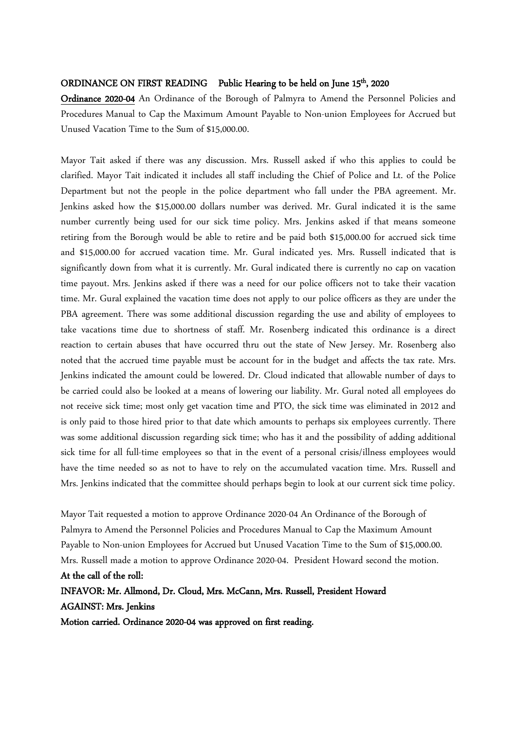**ORDINANCE ON FIRST READING Public Hearing to be held on June 15th, 2020**

**Ordinance 2020-04** An Ordinance of the Borough of Palmyra to Amend the Personnel Policies and Procedures Manual to Cap the Maximum Amount Payable to Non-union Employees for Accrued but Unused Vacation Time to the Sum of $15,000.00.

Mayor Tait asked if there was any discussion. Mrs. Russell asked if who this applies to could be clarified. Mayor Tait indicated it includes all staff including the Chief of Police and Lt. of the Police Department but not the people in the police department who fall under the PBA agreement. Mr. Jenkins asked how the $15,000.00 dollars number was derived. Mr. Gural indicated it is the same number currently being used for our sick time policy. Mrs. Jenkins asked if that means someone retiring from the Borough would be able to retire and be paid both $15,000.00 for accrued sick time and $15,000.00 for accrued vacation time. Mr. Gural indicated yes. Mrs. Russell indicated that is significantly down from what it is currently. Mr. Gural indicated there is currently no cap on vacation time payout. Mrs. Jenkins asked if there was a need for our police officers not to take their vacation time. Mr. Gural explained the vacation time does not apply to our police officers as they are under the PBA agreement. There was some additional discussion regarding the use and ability of employees to take vacations time due to shortness of staff. Mr. Rosenberg indicated this ordinance is a direct reaction to certain abuses that have occurred thru out the state of New Jersey. Mr. Rosenberg also noted that the accrued time payable must be account for in the budget and affects the tax rate. Mrs. Jenkins indicated the amount could be lowered. Dr. Cloud indicated that allowable number of days to be carried could also be looked at a means of lowering our liability. Mr. Gural noted all employees do not receive sick time; most only get vacation time and PTO, the sick time was eliminated in 2012 and is only paid to those hired prior to that date which amounts to perhaps six employees currently. There was some additional discussion regarding sick time; who has it and the possibility of adding additional sick time for all full-time employees so that in the event of a personal crisis/illness employees would have the time needed so as not to have to rely on the accumulated vacation time. Mrs. Russell and Mrs. Jenkins indicated that the committee should perhaps begin to look at our current sick time policy.

Mayor Tait requested a motion to approve Ordinance 2020-04 An Ordinance of the Borough of Palmyra to Amend the Personnel Policies and Procedures Manual to Cap the Maximum Amount Payable to Non-union Employees for Accrued but Unused Vacation Time to the Sum of $15,000.00. Mrs. Russell made a motion to approve Ordinance 2020-04. President Howard second the motion.

**At the call of the roll:**

**INFAVOR: Mr. Allmond, Dr. Cloud, Mrs. McCann, Mrs. Russell, President Howard**

**AGAINST: Mrs. Jenkins**

**Motion carried. Ordinance 2020-04 was approved on first reading.**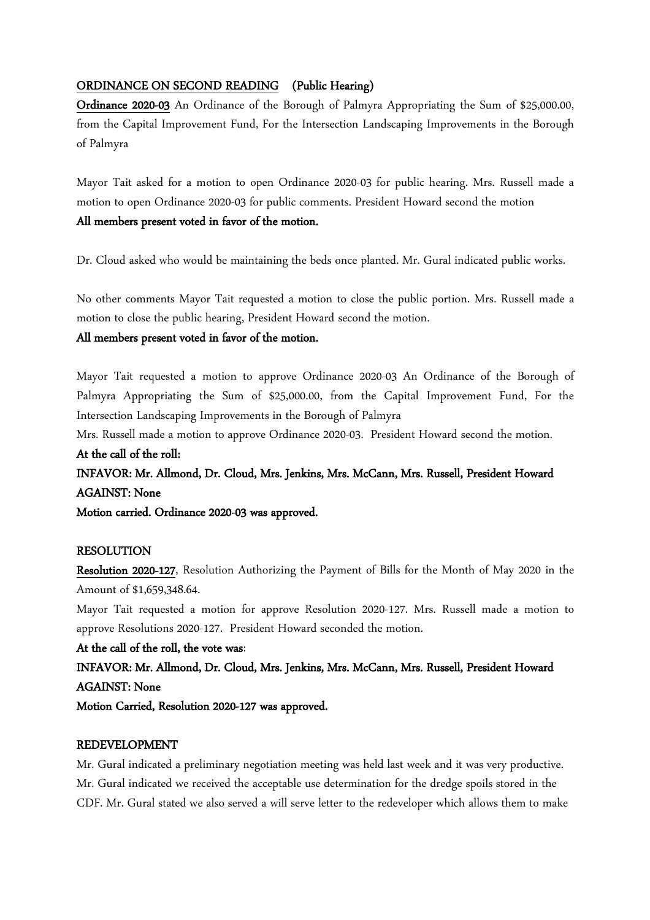**ORDINANCE ON SECOND READING (Public Hearing)**

**Ordinance 2020-03** An Ordinance of the Borough of Palmyra Appropriating the Sum of $25,000.00, from the Capital Improvement Fund, For the Intersection Landscaping Improvements in the Borough of Palmyra

Mayor Tait asked for a motion to open Ordinance 2020-03 for public hearing. Mrs. Russell made a motion to open Ordinance 2020-03 for public comments. President Howard second the motion

**All members present voted in favor of the motion.**

Dr. Cloud asked who would be maintaining the beds once planted. Mr. Gural indicated public works.

No other comments Mayor Tait requested a motion to close the public portion. Mrs. Russell made a motion to close the public hearing, President Howard second the motion.

**All members present voted in favor of the motion.**

Mayor Tait requested a motion to approve Ordinance 2020-03 An Ordinance of the Borough of Palmyra Appropriating the Sum of $25,000.00, from the Capital Improvement Fund, For the Intersection Landscaping Improvements in the Borough of Palmyra

Mrs. Russell made a motion to approve Ordinance 2020-03. President Howard second the motion.

**At the call of the roll:**

**INFAVOR: Mr. Allmond, Dr. Cloud, Mrs. Jenkins, Mrs. McCann, Mrs. Russell, President Howard**

**AGAINST: None**

**Motion carried. Ordinance 2020-03 was approved.**

**RESOLUTION**

**Resolution 2020-127**, Resolution Authorizing the Payment of Bills for the Month of May 2020 in the Amount of $1,659,348.64.

Mayor Tait requested a motion for approve Resolution 2020-127. Mrs. Russell made a motion to approve Resolutions 2020-127. President Howard seconded the motion.

**At the call of the roll, the vote was**:

**INFAVOR: Mr. Allmond, Dr. Cloud, Mrs. Jenkins, Mrs. McCann, Mrs. Russell, President Howard**

**AGAINST: None**

**Motion Carried, Resolution 2020-127 was approved.**

**REDEVELOPMENT**

Mr. Gural indicated a preliminary negotiation meeting was held last week and it was very productive. Mr. Gural indicated we received the acceptable use determination for the dredge spoils stored in the CDF. Mr. Gural stated we also served a will serve letter to the redeveloper which allows them to make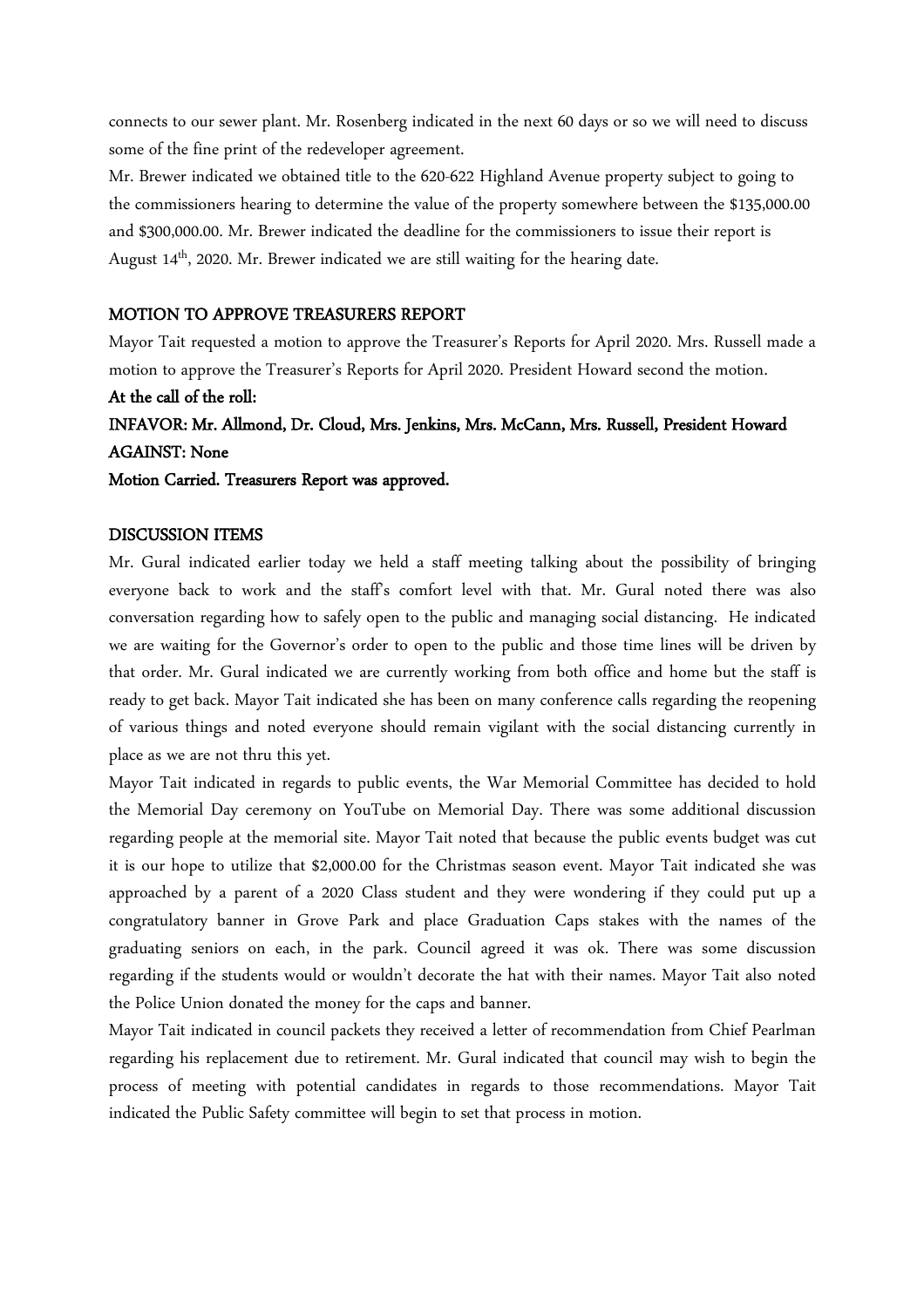connects to our sewer plant. Mr. Rosenberg indicated in the next 60 days or so we will need to discuss some of the fine print of the redeveloper agreement.

Mr. Brewer indicated we obtained title to the 620-622 Highland Avenue property subject to going to the commissioners hearing to determine the value of the property somewhere between the $135,000.00 and $300,000.00. Mr. Brewer indicated the deadline for the commissioners to issue their report is August 14th, 2020. Mr. Brewer indicated we are still waiting for the hearing date.

**MOTION TO APPROVE TREASURERS REPORT**

Mayor Tait requested a motion to approve the Treasurer's Reports for April 2020. Mrs. Russell made a motion to approve the Treasurer's Reports for April 2020. President Howard second the motion.

**At the call of the roll:**

**INFAVOR: Mr. Allmond, Dr. Cloud, Mrs. Jenkins, Mrs. McCann, Mrs. Russell, President Howard**

**AGAINST: None**

**Motion Carried. Treasurers Report was approved.**

**DISCUSSION ITEMS**

Mr. Gural indicated earlier today we held a staff meeting talking about the possibility of bringing everyone back to work and the staff's comfort level with that. Mr. Gural noted there was also conversation regarding how to safely open to the public and managing social distancing. He indicated we are waiting for the Governor's order to open to the public and those time lines will be driven by that order. Mr. Gural indicated we are currently working from both office and home but the staff is ready to get back. Mayor Tait indicated she has been on many conference calls regarding the reopening of various things and noted everyone should remain vigilant with the social distancing currently in place as we are not thru this yet.

Mayor Tait indicated in regards to public events, the War Memorial Committee has decided to hold the Memorial Day ceremony on YouTube on Memorial Day. There was some additional discussion regarding people at the memorial site. Mayor Tait noted that because the public events budget was cut it is our hope to utilize that $2,000.00 for the Christmas season event. Mayor Tait indicated she was approached by a parent of a 2020 Class student and they were wondering if they could put up a congratulatory banner in Grove Park and place Graduation Caps stakes with the names of the graduating seniors on each, in the park. Council agreed it was ok. There was some discussion regarding if the students would or wouldn't decorate the hat with their names. Mayor Tait also noted the Police Union donated the money for the caps and banner.

Mayor Tait indicated in council packets they received a letter of recommendation from Chief Pearlman regarding his replacement due to retirement. Mr. Gural indicated that council may wish to begin the process of meeting with potential candidates in regards to those recommendations. Mayor Tait indicated the Public Safety committee will begin to set that process in motion.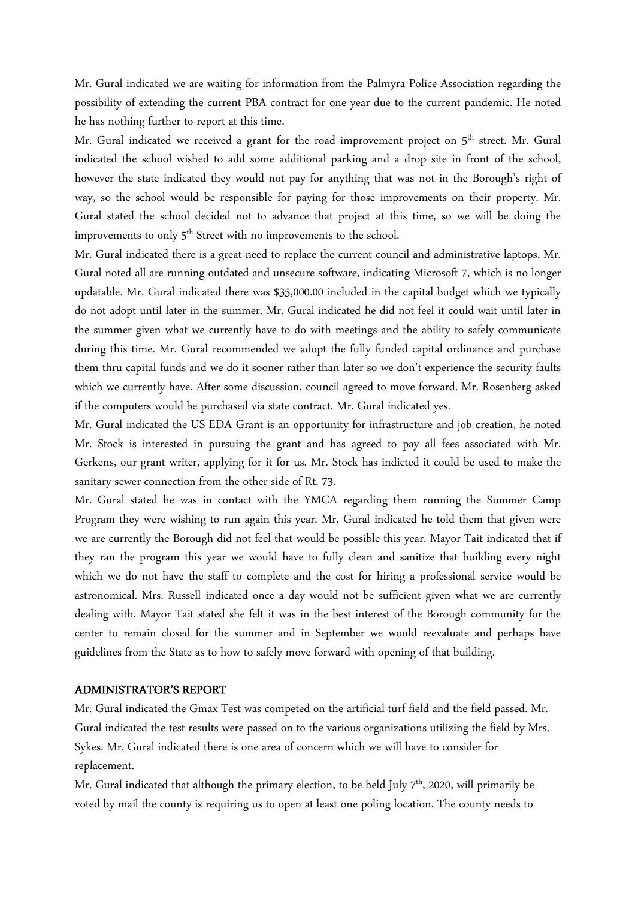Mr. Gural indicated we are waiting for information from the Palmyra Police Association regarding the possibility of extending the current PBA contract for one year due to the current pandemic. He noted he has nothing further to report at this time.

Mr. Gural indicated we received a grant for the road improvement project on 5th street. Mr. Gural indicated the school wished to add some additional parking and a drop site in front of the school, however the state indicated they would not pay for anything that was not in the Borough's right of way, so the school would be responsible for paying for those improvements on their property. Mr. Gural stated the school decided not to advance that project at this time, so we will be doing the improvements to only 5th Street with no improvements to the school.

Mr. Gural indicated there is a great need to replace the current council and administrative laptops. Mr. Gural noted all are running outdated and unsecure software, indicating Microsoft 7, which is no longer updatable. Mr. Gural indicated there was $35,000.00 included in the capital budget which we typically do not adopt until later in the summer. Mr. Gural indicated he did not feel it could wait until later in the summer given what we currently have to do with meetings and the ability to safely communicate during this time. Mr. Gural recommended we adopt the fully funded capital ordinance and purchase them thru capital funds and we do it sooner rather than later so we don't experience the security faults which we currently have. After some discussion, council agreed to move forward. Mr. Rosenberg asked if the computers would be purchased via state contract. Mr. Gural indicated yes.

Mr. Gural indicated the US EDA Grant is an opportunity for infrastructure and job creation, he noted Mr. Stock is interested in pursuing the grant and has agreed to pay all fees associated with Mr. Gerkens, our grant writer, applying for it for us. Mr. Stock has indicted it could be used to make the sanitary sewer connection from the other side of Rt. 73.

Mr. Gural stated he was in contact with the YMCA regarding them running the Summer Camp Program they were wishing to run again this year. Mr. Gural indicated he told them that given were we are currently the Borough did not feel that would be possible this year. Mayor Tait indicated that if they ran the program this year we would have to fully clean and sanitize that building every night which we do not have the staff to complete and the cost for hiring a professional service would be astronomical. Mrs. Russell indicated once a day would not be sufficient given what we are currently dealing with. Mayor Tait stated she felt it was in the best interest of the Borough community for the center to remain closed for the summer and in September we would reevaluate and perhaps have guidelines from the State as to how to safely move forward with opening of that building.

## ADMINISTRATOR'S REPORT

Mr. Gural indicated the Gmax Test was competed on the artificial turf field and the field passed. Mr. Gural indicated the test results were passed on to the various organizations utilizing the field by Mrs. Sykes. Mr. Gural indicated there is one area of concern which we will have to consider for replacement.

Mr. Gural indicated that although the primary election, to be held July 7th, 2020, will primarily be voted by mail the county is requiring us to open at least one poling location. The county needs to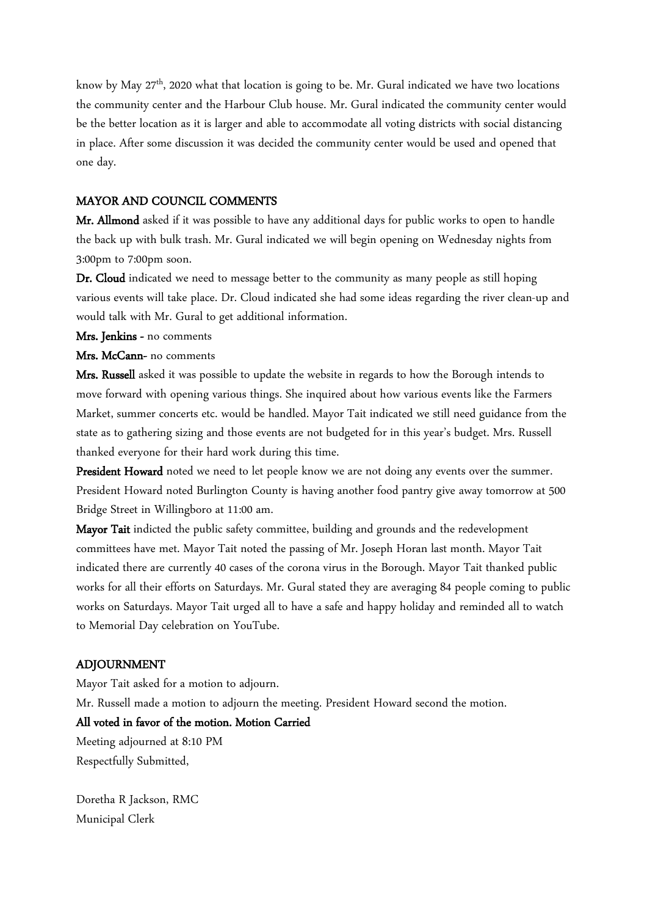know by May 27th, 2020 what that location is going to be. Mr. Gural indicated we have two locations the community center and the Harbour Club house. Mr. Gural indicated the community center would be the better location as it is larger and able to accommodate all voting districts with social distancing in place. After some discussion it was decided the community center would be used and opened that one day.

## MAYOR AND COUNCIL COMMENTS

**Mr. Allmond** asked if it was possible to have any additional days for public works to open to handle the back up with bulk trash. Mr. Gural indicated we will begin opening on Wednesday nights from 3:00pm to 7:00pm soon.

**Dr. Cloud** indicated we need to message better to the community as many people as still hoping various events will take place. Dr. Cloud indicated she had some ideas regarding the river clean-up and would talk with Mr. Gural to get additional information.

**Mrs. Jenkins** - no comments

**Mrs. McCann**- no comments

**Mrs. Russell** asked it was possible to update the website in regards to how the Borough intends to move forward with opening various things. She inquired about how various events like the Farmers Market, summer concerts etc. would be handled. Mayor Tait indicated we still need guidance from the state as to gathering sizing and those events are not budgeted for in this year's budget. Mrs. Russell thanked everyone for their hard work during this time.

**President Howard** noted we need to let people know we are not doing any events over the summer. President Howard noted Burlington County is having another food pantry give away tomorrow at 500 Bridge Street in Willingboro at 11:00 am.

**Mayor Tait** indicted the public safety committee, building and grounds and the redevelopment committees have met. Mayor Tait noted the passing of Mr. Joseph Horan last month. Mayor Tait indicated there are currently 40 cases of the corona virus in the Borough. Mayor Tait thanked public works for all their efforts on Saturdays. Mr. Gural stated they are averaging 84 people coming to public works on Saturdays. Mayor Tait urged all to have a safe and happy holiday and reminded all to watch to Memorial Day celebration on YouTube.

## ADJOURNMENT

Mayor Tait asked for a motion to adjourn.

Mr. Russell made a motion to adjourn the meeting. President Howard second the motion.

**All voted in favor of the motion. Motion Carried**

Meeting adjourned at 8:10 PM

Respectfully Submitted,

Doretha R Jackson, RMC
Municipal Clerk